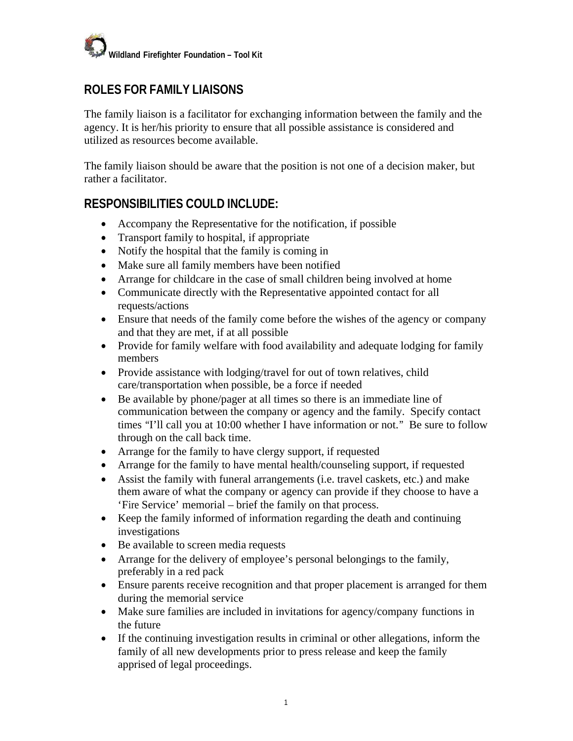## ROLES FOR FAMILY LIAISONS

The family liaison is a facilitator for exchanging information between the family and the agency. It is her/his priority to ensure that all possible assistance is considered and utilized as resources become available.

The family liaison should be aware that the position is not one of a decision maker, but rather a facilitator.

## RESPONSIBILITIES COULD INCLUDE:

- Accompany the Representative for the notification, if possible
- Transport family to hospital, if appropriate
- Notify the hospital that the family is coming in
- Make sure all family members have been notified
- Arrange for childcare in the case of small children being involved at home
- Communicate directly with the Representative appointed contact for all requests/actions
- Ensure that needs of the family come before the wishes of the agency or company and that they are met, if at all possible
- Provide for family welfare with food availability and adequate lodging for family members
- Provide assistance with lodging/travel for out of town relatives, child care/transportation when possible, be a force if needed
- Be available by phone/pager at all times so there is an immediate line of communication between the company or agency and the family. Specify contact times "I'll call you at 10:00 whether I have information or not." Be sure to follow through on the call back time.
- Arrange for the family to have clergy support, if requested
- Arrange for the family to have mental health/counseling support, if requested
- Assist the family with funeral arrangements (i.e. travel caskets, etc.) and make them aware of what the company or agency can provide if they choose to have a 'Fire Service' memorial – brief the family on that process.
- Keep the family informed of information regarding the death and continuing investigations
- Be available to screen media requests
- Arrange for the delivery of employee's personal belongings to the family, preferably in a red pack
- Ensure parents receive recognition and that proper placement is arranged for them during the memorial service
- Make sure families are included in invitations for agency/company functions in the future
- If the continuing investigation results in criminal or other allegations, inform the family of all new developments prior to press release and keep the family apprised of legal proceedings.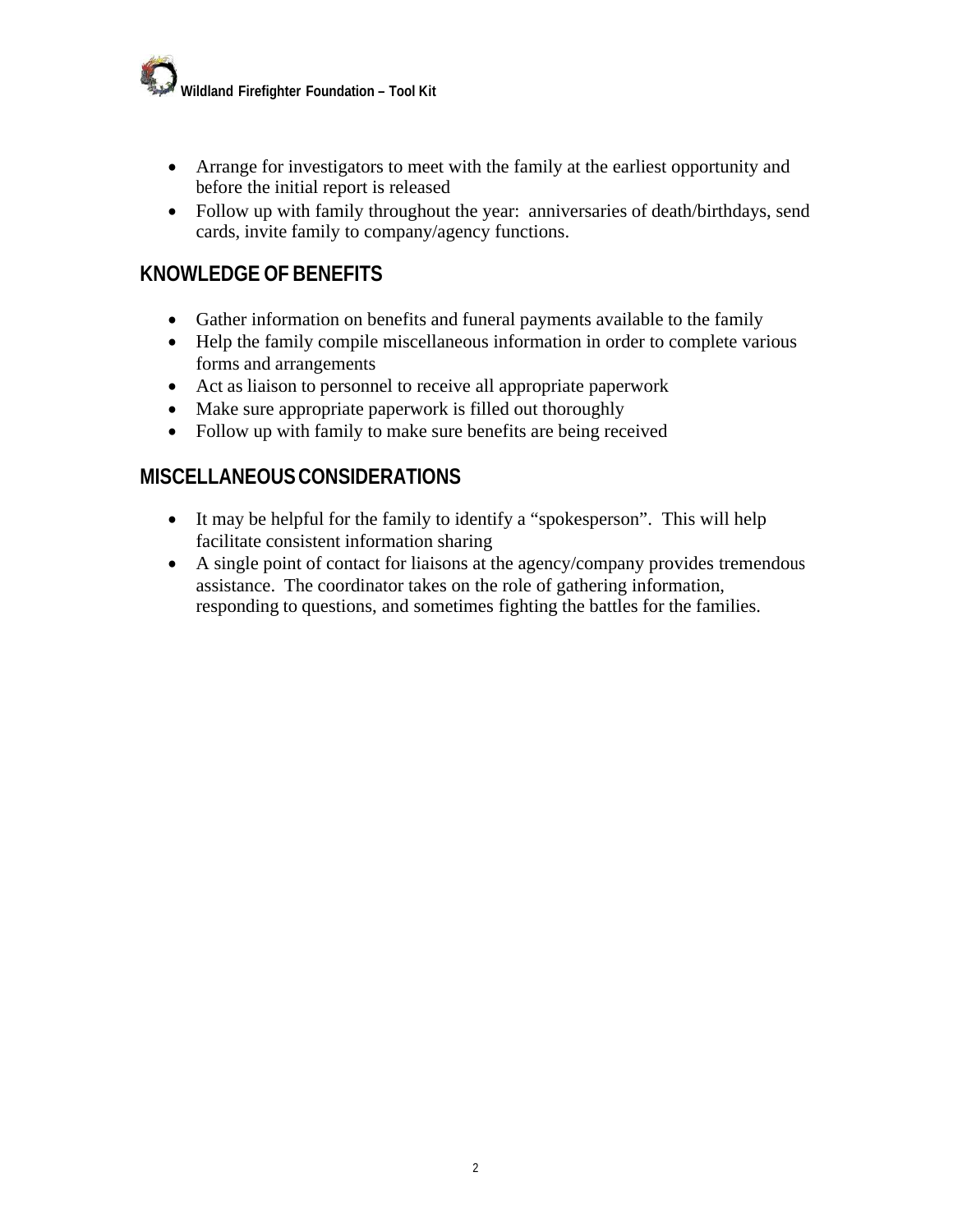- Arrange for investigators to meet with the family at the earliest opportunity and before the initial report is released
- Follow up with family throughout the year: anniversaries of death/birthdays, send cards, invite family to company/agency functions.

## KNOWLEDGE OF BENEFITS

- Gather information on benefits and funeral payments available to the family
- Help the family compile miscellaneous information in order to complete various forms and arrangements
- Act as liaison to personnel to receive all appropriate paperwork
- Make sure appropriate paperwork is filled out thoroughly
- Follow up with family to make sure benefits are being received

## MISCELLANEOUS CONSIDERATIONS

- It may be helpful for the family to identify a "spokesperson". This will help facilitate consistent information sharing
- A single point of contact for liaisons at the agency/company provides tremendous assistance. The coordinator takes on the role of gathering information, responding to questions, and sometimes fighting the battles for the families.